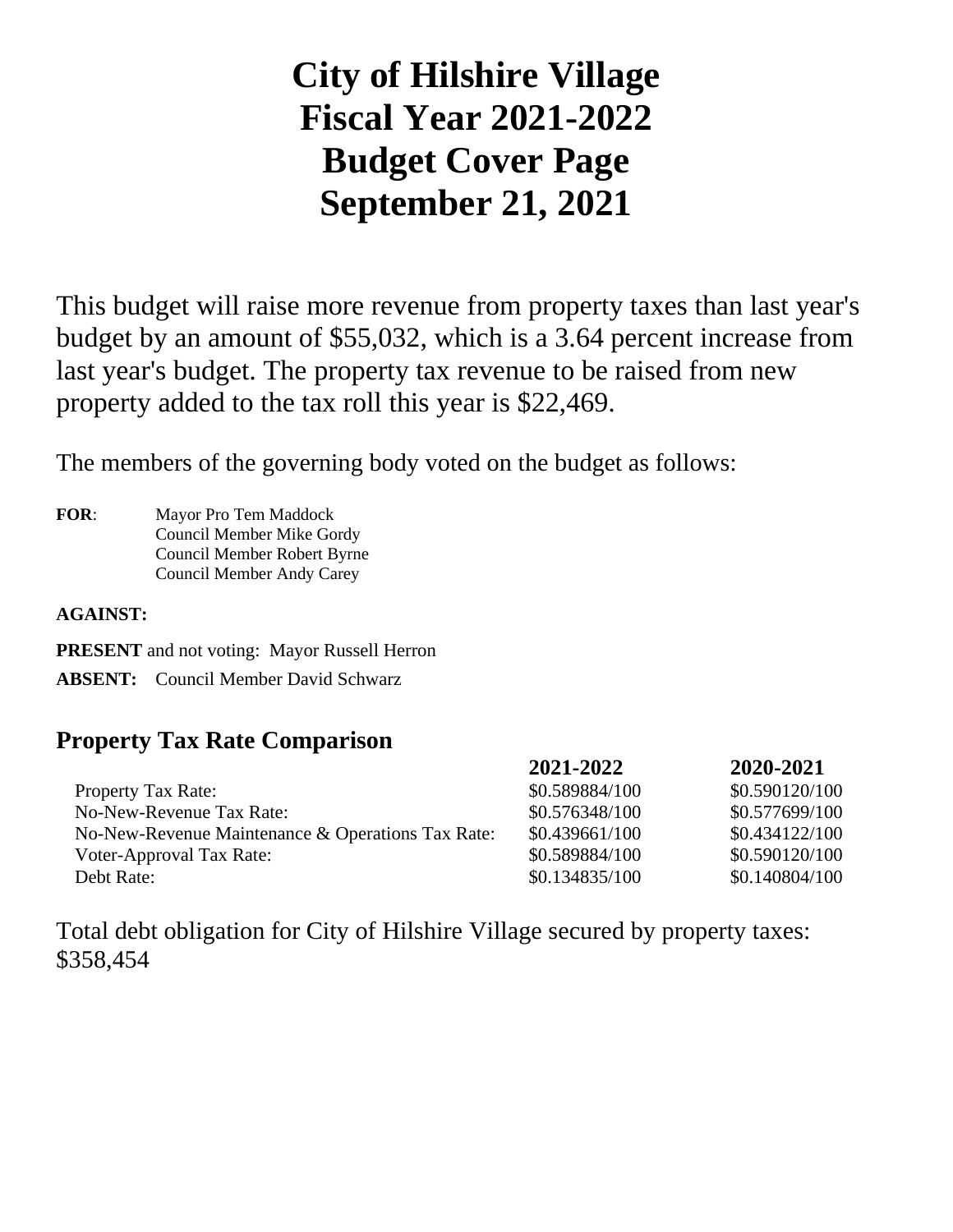# City of Hilshire Village
# Fiscal Year 2021-2022
# Budget Cover Page
# September 21, 2021

This budget will raise more revenue from property taxes than last year's budget by an amount of $55,032, which is a 3.64 percent increase from last year's budget. The property tax revenue to be raised from new property added to the tax roll this year is $22,469.

The members of the governing body voted on the budget as follows:

**FOR**: Mayor Pro Tem Maddock
Council Member Mike Gordy
Council Member Robert Byrne
Council Member Andy Carey

**AGAINST:**

**PRESENT** and not voting: Mayor Russell Herron

**ABSENT:** Council Member David Schwarz

## Property Tax Rate Comparison

| | 2021-2022 | 2020-2021 |
|---|---|---|
| Property Tax Rate: | $0.589884/100 | $0.590120/100 |
| No-New-Revenue Tax Rate: | $0.576348/100 | $0.577699/100 |
| No-New-Revenue Maintenance & Operations Tax Rate: | $0.439661/100 | $0.434122/100 |
| Voter-Approval Tax Rate: | $0.589884/100 | $0.590120/100 |
| Debt Rate: | $0.134835/100 | $0.140804/100 |

Total debt obligation for City of Hilshire Village secured by property taxes: $358,454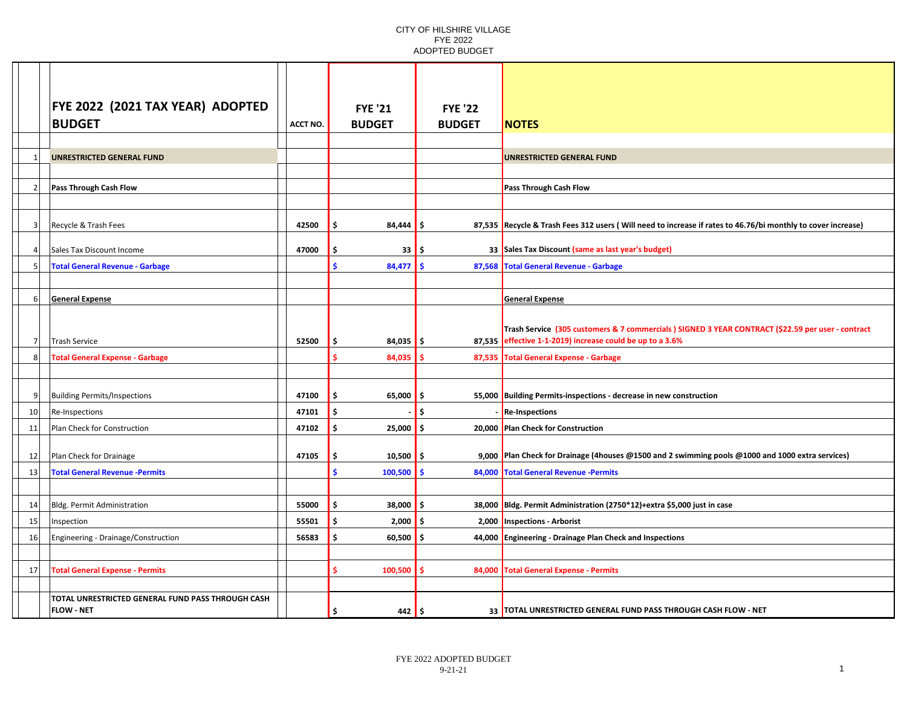CITY OF HILSHIRE VILLAGE
FYE 2022
ADOPTED BUDGET

| | FYE 2022 (2021 TAX YEAR) ADOPTED BUDGET | ACCT NO. | FYE '21 BUDGET | FYE '22 BUDGET | NOTES |
|---|---|---|---|---|---|
| 1 | **UNRESTRICTED GENERAL FUND** | | | | **UNRESTRICTED GENERAL FUND** |
| 2 | **Pass Through Cash Flow** | | | | **Pass Through Cash Flow** |
| 3 | Recycle & Trash Fees | 42500 | $ 84,444 | $ 87,535 | **Recycle & Trash Fees 312 users ( Will need to increase if rates to 46.76/bi monthly to cover increase)** |
| 4 | Sales Tax Discount Income | 47000 | $ 33 | $ 33 | **Sales Tax Discount (same as last year's budget)** |
| 5 | **Total General Revenue - Garbage** | | **$ 84,477** | **$ 87,568** | **Total General Revenue - Garbage** |
| 6 | **General Expense** | | | | **General Expense** |
| 7 | Trash Service | 52500 | $ 84,035 | $ 87,535 | **Trash Service (305 customers & 7 commercials ) SIGNED 3 YEAR CONTRACT ($22.59 per user - contract effective 1-1-2019) increase could be up to a 3.6%** |
| 8 | **Total General Expense - Garbage** | | **$ 84,035** | **$ 87,535** | **Total General Expense - Garbage** |
| 9 | Building Permits/Inspections | 47100 | $ 65,000 | $ 55,000 | **Building Permits-inspections - decrease in new construction** |
| 10 | Re-Inspections | 47101 | $ - | $ - | **Re-Inspections** |
| 11 | Plan Check for Construction | 47102 | $ 25,000 | $ 20,000 | **Plan Check for Construction** |
| 12 | Plan Check for Drainage | 47105 | $ 10,500 | $ 9,000 | **Plan Check for Drainage (4houses @1500 and 2 swimming pools @1000 and 1000 extra services)** |
| 13 | **Total General Revenue -Permits** | | **$ 100,500** | **$ 84,000** | **Total General Revenue -Permits** |
| 14 | Bldg. Permit Administration | 55000 | $ 38,000 | $ 38,000 | **Bldg. Permit Administration (2750*12)+extra $5,000 just in case** |
| 15 | Inspection | 55501 | $ 2,000 | $ 2,000 | **Inspections - Arborist** |
| 16 | Engineering - Drainage/Construction | 56583 | $ 60,500 | $ 44,000 | **Engineering - Drainage Plan Check and Inspections** |
| 17 | **Total General Expense - Permits** | | **$ 100,500** | **$ 84,000** | **Total General Expense - Permits** |
| | **TOTAL UNRESTRICTED GENERAL FUND PASS THROUGH CASH FLOW - NET** | | $ 442 | $ 33 | **TOTAL UNRESTRICTED GENERAL FUND PASS THROUGH CASH FLOW - NET** |

FYE 2022 ADOPTED BUDGET
9-21-21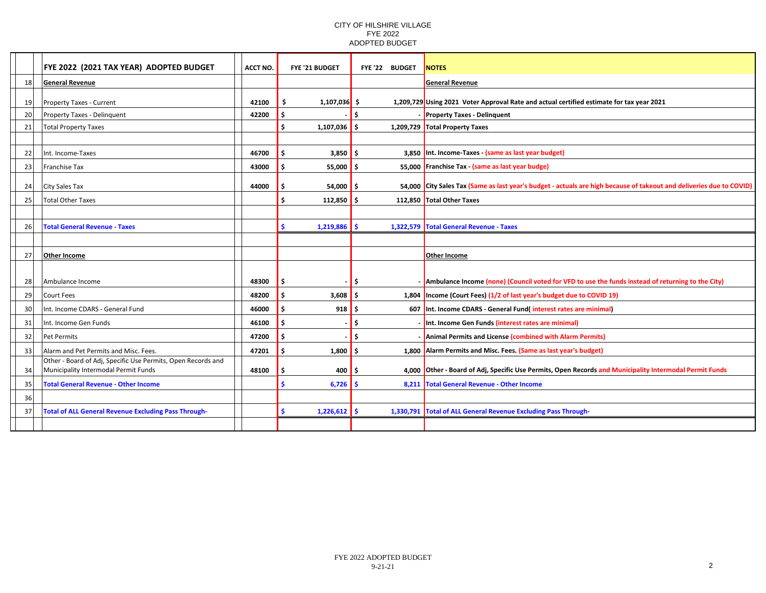CITY OF HILSHIRE VILLAGE
FYE 2022
ADOPTED BUDGET

| | FYE 2022 (2021 TAX YEAR) ADOPTED BUDGET | ACCT NO. | FYE '21 BUDGET | FYE '22 BUDGET | NOTES |
|---|---|---|---|---|---|
| 18 | **General Revenue** | | | | **General Revenue** |
| 19 | Property Taxes - Current | 42100 | $ 1,107,036 | $ 1,209,729 | Using 2021 Voter Approval Rate and actual certified estimate for tax year 2021 |
| 20 | Property Taxes - Delinquent | 42200 | $ - | $ - | Property Taxes - Delinquent |
| 21 | Total Property Taxes | | $ 1,107,036 | $ 1,209,729 | Total Property Taxes |
| | | | | | |
| 22 | Int. Income-Taxes | 46700 | $ 3,850 | $ 3,850 | Int. Income-Taxes - (same as last year budget) |
| 23 | Franchise Tax | 43000 | $ 55,000 | $ 55,000 | Franchise Tax - (same as last year budge) |
| 24 | City Sales Tax | 44000 | $ 54,000 | $ 54,000 | City Sales Tax (Same as last year's budget - actuals are high because of takeout and deliveries due to COVID) |
| 25 | Total Other Taxes | | $ 112,850 | $ 112,850 | Total Other Taxes |
| | | | | | |
| 26 | **Total General Revenue - Taxes** | | $ 1,219,886 | $ 1,322,579 | **Total General Revenue - Taxes** |
| | | | | | |
| 27 | **Other Income** | | | | **Other Income** |
| 28 | Ambulance Income | 48300 | $ - | $ - | Ambulance Income (none) (Council voted for VFD to use the funds instead of returning to the City) |
| 29 | Court Fees | 48200 | $ 3,608 | $ 1,804 | Income (Court Fees) (1/2 of last year's budget due to COVID 19) |
| 30 | Int. Income CDARS - General Fund | 46000 | $ 918 | $ 607 | Int. Income CDARS - General Fund( interest rates are minimal) |
| 31 | Int. Income Gen Funds | 46100 | $ - | $ - | Int. Income Gen Funds (interest rates are minimal) |
| 32 | Pet Permits | 47200 | $ - | $ - | Animal Permits and License (combined with Alarm Permits) |
| 33 | Alarm and Pet Permits and Misc. Fees. | 47201 | $ 1,800 | $ 1,800 | Alarm Permits and Misc. Fees. (Same as last year's budget) |
| 34 | Other - Board of Adj, Specific Use Permits, Open Records and Municipality Intermodal Permit Funds | 48100 | $ 400 | $ 4,000 | Other - Board of Adj, Specific Use Permits, Open Records and Municipality Intermodal Permit Funds |
| 35 | **Total General Revenue - Other Income** | | $ 6,726 | $ 8,211 | **Total General Revenue - Other Income** |
| 36 | | | | | |
| 37 | **Total of ALL General Revenue Excluding Pass Through-** | | $ 1,226,612 | $ 1,330,791 | **Total of ALL General Revenue Excluding Pass Through-** |

FYE 2022 ADOPTED BUDGET
9-21-21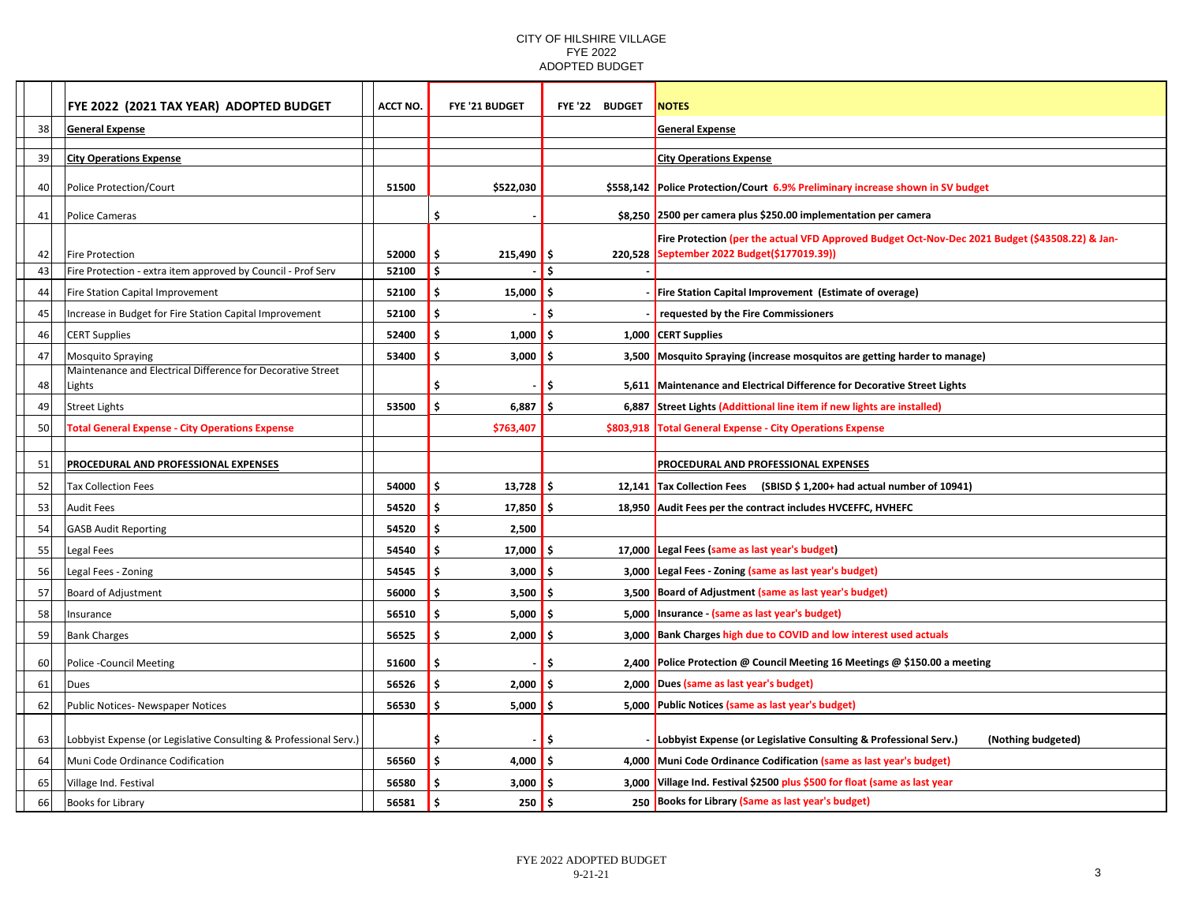CITY OF HILSHIRE VILLAGE
FYE 2022
ADOPTED BUDGET

| | FYE 2022 (2021 TAX YEAR) ADOPTED BUDGET | ACCT NO. | FYE '21 BUDGET | FYE '22 BUDGET | NOTES |
|---|---|---|---|---|---|
| 38 | **General Expense** | | | | **General Expense** |
| 39 | **City Operations Expense** | | | | **City Operations Expense** |
| 40 | Police Protection/Court | 51500 | $522,030 | $558,142 | Police Protection/Court 6.9% Preliminary increase shown in SV budget |
| 41 | Police Cameras | | $ - | $8,250 | 2500 per camera plus $250.00 implementation per camera |
| 42 | Fire Protection | 52000 | $ 215,490 | $ 220,528 | Fire Protection (per the actual VFD Approved Budget Oct-Nov-Dec 2021 Budget ($43508.22) & Jan-September 2022 Budget($177019.39)) |
| 43 | Fire Protection - extra item approved by Council - Prof Serv | 52100 | $ - | $ - | |
| 44 | Fire Station Capital Improvement | 52100 | $ 15,000 | $ - | Fire Station Capital Improvement (Estimate of overage) |
| 45 | Increase in Budget for Fire Station Capital Improvement | 52100 | $ - | $ - | requested by the Fire Commissioners |
| 46 | CERT Supplies | 52400 | $ 1,000 | $ 1,000 | CERT Supplies |
| 47 | Mosquito Spraying | 53400 | $ 3,000 | $ 3,500 | Mosquito Spraying (increase mosquitos are getting harder to manage) |
| 48 | Maintenance and Electrical Difference for Decorative Street Lights | | $ - | $ 5,611 | Maintenance and Electrical Difference for Decorative Street Lights |
| 49 | Street Lights | 53500 | $ 6,887 | $ 6,887 | Street Lights (Addittional line item if new lights are installed) |
| 50 | **Total General Expense - City Operations Expense** | | **$763,407** | **$803,918** | **Total General Expense - City Operations Expense** |
| 51 | **PROCEDURAL AND PROFESSIONAL EXPENSES** | | | | **PROCEDURAL AND PROFESSIONAL EXPENSES** |
| 52 | Tax Collection Fees | 54000 | $ 13,728 | $ 12,141 | Tax Collection Fees (SBISD $ 1,200+ had actual number of 10941) |
| 53 | Audit Fees | 54520 | $ 17,850 | $ 18,950 | Audit Fees per the contract includes HVCEFFC, HVHEFC |
| 54 | GASB Audit Reporting | 54520 | $ 2,500 | | |
| 55 | Legal Fees | 54540 | $ 17,000 | $ 17,000 | Legal Fees (same as last year's budget) |
| 56 | Legal Fees - Zoning | 54545 | $ 3,000 | $ 3,000 | Legal Fees - Zoning (same as last year's budget) |
| 57 | Board of Adjustment | 56000 | $ 3,500 | $ 3,500 | Board of Adjustment (same as last year's budget) |
| 58 | Insurance | 56510 | $ 5,000 | $ 5,000 | Insurance - (same as last year's budget) |
| 59 | Bank Charges | 56525 | $ 2,000 | $ 3,000 | Bank Charges high due to COVID and low interest used actuals |
| 60 | Police -Council Meeting | 51600 | $ - | $ 2,400 | Police Protection @ Council Meeting 16 Meetings @ $150.00 a meeting |
| 61 | Dues | 56526 | $ 2,000 | $ 2,000 | Dues (same as last year's budget) |
| 62 | Public Notices- Newspaper Notices | 56530 | $ 5,000 | $ 5,000 | Public Notices (same as last year's budget) |
| 63 | Lobbyist Expense (or Legislative Consulting & Professional Serv.) | | $ - | $ - | Lobbyist Expense (or Legislative Consulting & Professional Serv.) (Nothing budgeted) |
| 64 | Muni Code Ordinance Codification | 56560 | $ 4,000 | $ 4,000 | Muni Code Ordinance Codification (same as last year's budget) |
| 65 | Village Ind. Festival | 56580 | $ 3,000 | $ 3,000 | Village Ind. Festival $2500 plus $500 for float (same as last year |
| 66 | Books for Library | 56581 | $ 250 | $ 250 | Books for Library (Same as last year's budget) |

FYE 2022 ADOPTED BUDGET
9-21-21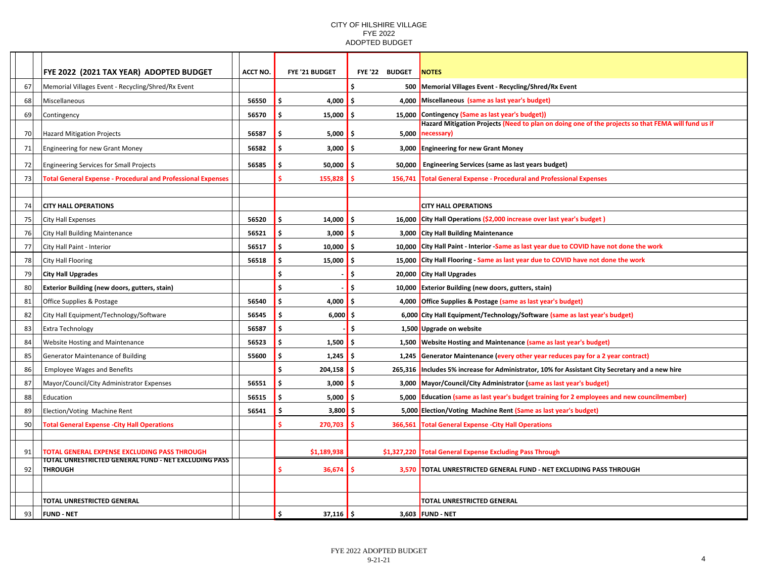CITY OF HILSHIRE VILLAGE
FYE 2022
ADOPTED BUDGET

| | FYE 2022 (2021 TAX YEAR) ADOPTED BUDGET | ACCT NO. | FYE '21 BUDGET | FYE '22 BUDGET | NOTES |
|---|---|---|---|---|---|
| 67 | Memorial Villages Event - Recycling/Shred/Rx Event | | | $ 500 | Memorial Villages Event - Recycling/Shred/Rx Event |
| 68 | Miscellaneous | 56550 | $ 4,000 | $ 4,000 | Miscellaneous (same as last year's budget) |
| 69 | Contingency | 56570 | $ 15,000 | $ 15,000 | Contingency (Same as last year's budget)) |
| 70 | Hazard Mitigation Projects | 56587 | $ 5,000 | $ 5,000 | Hazard Mitigation Projects (Need to plan on doing one of the projects so that FEMA will fund us if necessary) |
| 71 | Engineering for new Grant Money | 56582 | $ 3,000 | $ 3,000 | Engineering for new Grant Money |
| 72 | Engineering Services for Small Projects | 56585 | $ 50,000 | $ 50,000 | Engineering Services (same as last years budget) |
| 73 | **Total General Expense - Procedural and Professional Expenses** | | $ 155,828 | $ 156,741 | **Total General Expense - Procedural and Professional Expenses** |
| | | | | | |
| 74 | **CITY HALL OPERATIONS** | | | | **CITY HALL OPERATIONS** |
| 75 | City Hall Expenses | 56520 | $ 14,000 | $ 16,000 | City Hall Operations ($2,000 increase over last year's budget ) |
| 76 | City Hall Building Maintenance | 56521 | $ 3,000 | $ 3,000 | City Hall Building Maintenance |
| 77 | City Hall Paint - Interior | 56517 | $ 10,000 | $ 10,000 | City Hall Paint - Interior -Same as last year due to COVID have not done the work |
| 78 | City Hall Flooring | 56518 | $ 15,000 | $ 15,000 | City Hall Flooring - Same as last year due to COVID have not done the work |
| 79 | **City Hall Upgrades** | | $ - | $ 20,000 | City Hall Upgrades |
| 80 | **Exterior Building (new doors, gutters, stain)** | | $ - | $ 10,000 | Exterior Building (new doors, gutters, stain) |
| 81 | Office Supplies & Postage | 56540 | $ 4,000 | $ 4,000 | Office Supplies & Postage (same as last year's budget) |
| 82 | City Hall Equipment/Technology/Software | 56545 | $ 6,000 | $ 6,000 | City Hall Equipment/Technology/Software (same as last year's budget) |
| 83 | Extra Technology | 56587 | $ - | $ 1,500 | Upgrade on website |
| 84 | Website Hosting and Maintenance | 56523 | $ 1,500 | $ 1,500 | Website Hosting and Maintenance (same as last year's budget) |
| 85 | Generator Maintenance of Building | 55600 | $ 1,245 | $ 1,245 | Generator Maintenance (every other year reduces pay for a 2 year contract) |
| 86 | Employee Wages and Benefits | | $ 204,158 | $ 265,316 | Includes 5% increase for Administrator, 10% for Assistant City Secretary and a new hire |
| 87 | Mayor/Council/City Administrator Expenses | 56551 | $ 3,000 | $ 3,000 | Mayor/Council/City Administrator (same as last year's budget) |
| 88 | Education | 56515 | $ 5,000 | $ 5,000 | Education (same as last year's budget training for 2 employees and new councilmember) |
| 89 | Election/Voting Machine Rent | 56541 | $ 3,800 | $ 5,000 | Election/Voting Machine Rent (Same as last year's budget) |
| 90 | **Total General Expense -City Hall Operations** | | $ 270,703 | $ 366,561 | **Total General Expense -City Hall Operations** |
| | | | | | |
| 91 | **TOTAL GENERAL EXPENSE EXCLUDING PASS THROUGH** | | $1,189,938 | $1,327,220 | **Total General Expense Excluding Pass Through** |
| 92 | **TOTAL UNRESTRICTED GENERAL FUND - NET EXCLUDING PASS THROUGH** | | $ 36,674 | $ 3,570 | **TOTAL UNRESTRICTED GENERAL FUND - NET EXCLUDING PASS THROUGH** |
| | | | | | |
| 93 | **TOTAL UNRESTRICTED GENERAL FUND - NET** | | $ 37,116 | $ 3,603 | **TOTAL UNRESTRICTED GENERAL FUND - NET** |

FYE 2022 ADOPTED BUDGET
9-21-21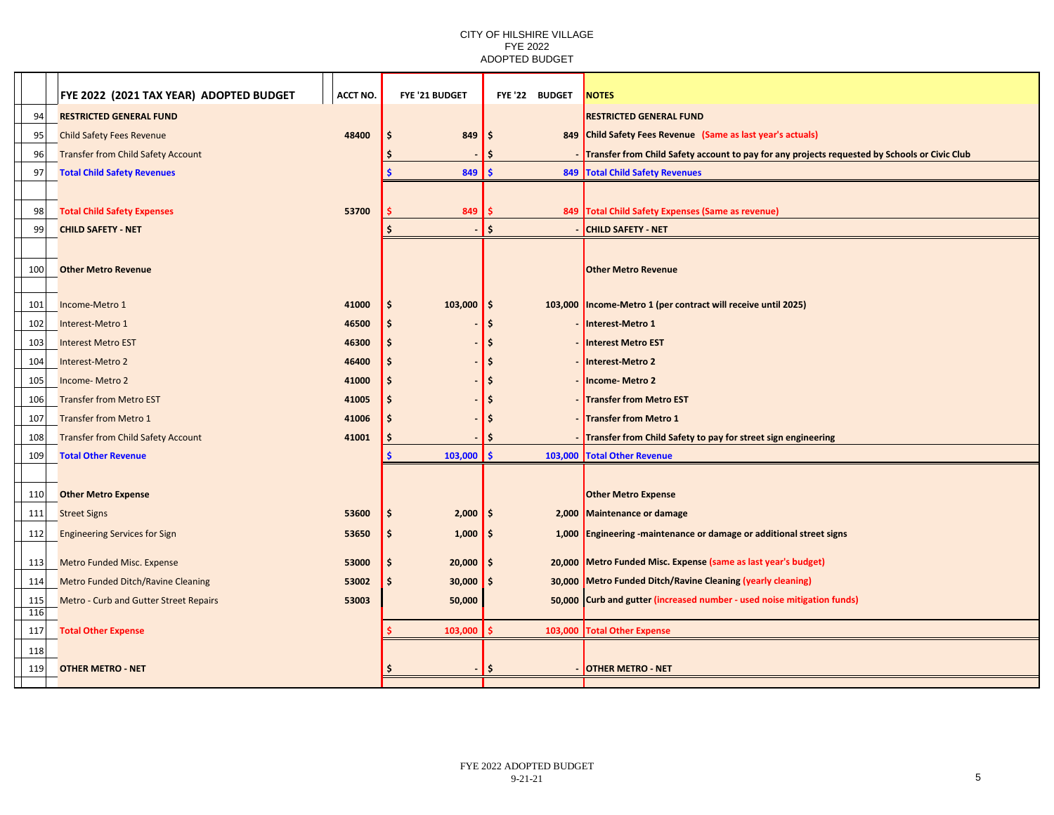CITY OF HILSHIRE VILLAGE
FYE 2022
ADOPTED BUDGET

| | FYE 2022 (2021 TAX YEAR) ADOPTED BUDGET | ACCT NO. | FYE '21 BUDGET | FYE '22 BUDGET | NOTES |
|---|---|---|---|---|---|
| 94 | **RESTRICTED GENERAL FUND** | | | | **RESTRICTED GENERAL FUND** |
| 95 | Child Safety Fees Revenue | 48400 | $ 849 | $ 849 | **Child Safety Fees Revenue (Same as last year's actuals)** |
| 96 | Transfer from Child Safety Account | | $ - | $ - | **Transfer from Child Safety account to pay for any projects requested by Schools or Civic Club** |
| 97 | **Total Child Safety Revenues** | | $ 849 | $ 849 | **Total Child Safety Revenues** |
| | | | | | |
| 98 | **Total Child Safety Expenses** | 53700 | $ 849 | $ 849 | **Total Child Safety Expenses (Same as revenue)** |
| 99 | **CHILD SAFETY - NET** | | $ - | $ - | **CHILD SAFETY - NET** |
| | | | | | |
| 100 | **Other Metro Revenue** | | | | **Other Metro Revenue** |
| | | | | | |
| 101 | Income-Metro 1 | 41000 | $ 103,000 | $ 103,000 | **Income-Metro 1 (per contract will receive until 2025)** |
| 102 | Interest-Metro 1 | 46500 | $ - | $ - | **Interest-Metro 1** |
| 103 | Interest Metro EST | 46300 | $ - | $ - | **Interest Metro EST** |
| 104 | Interest-Metro 2 | 46400 | $ - | $ - | **Interest-Metro 2** |
| 105 | Income- Metro 2 | 41000 | $ - | $ - | **Income- Metro 2** |
| 106 | Transfer from Metro EST | 41005 | $ - | $ - | **Transfer from Metro EST** |
| 107 | Transfer from Metro 1 | 41006 | $ - | $ - | **Transfer from Metro 1** |
| 108 | Transfer from Child Safety Account | 41001 | $ - | $ - | **Transfer from Child Safety to pay for street sign engineering** |
| 109 | **Total Other Revenue** | | $ 103,000 | $ 103,000 | **Total Other Revenue** |
| | | | | | |
| 110 | **Other Metro Expense** | | | | **Other Metro Expense** |
| 111 | Street Signs | 53600 | $ 2,000 | $ 2,000 | **Maintenance or damage** |
| 112 | Engineering Services for Sign | 53650 | $ 1,000 | $ 1,000 | **Engineering -maintenance or damage or additional street signs** |
| 113 | Metro Funded Misc. Expense | 53000 | $ 20,000 | $ 20,000 | **Metro Funded Misc. Expense (same as last year's budget)** |
| 114 | Metro Funded Ditch/Ravine Cleaning | 53002 | $ 30,000 | $ 30,000 | **Metro Funded Ditch/Ravine Cleaning (yearly cleaning)** |
| 115 | Metro - Curb and Gutter Street Repairs | 53003 | 50,000 | 50,000 | **Curb and gutter (increased number - used noise mitigation funds)** |
| 116 | | | | | |
| 117 | **Total Other Expense** | | $ 103,000 | $ 103,000 | **Total Other Expense** |
| 118 | | | | | |
| 119 | **OTHER METRO - NET** | | $ - | $ - | **OTHER METRO - NET** |

FYE 2022 ADOPTED BUDGET
9-21-21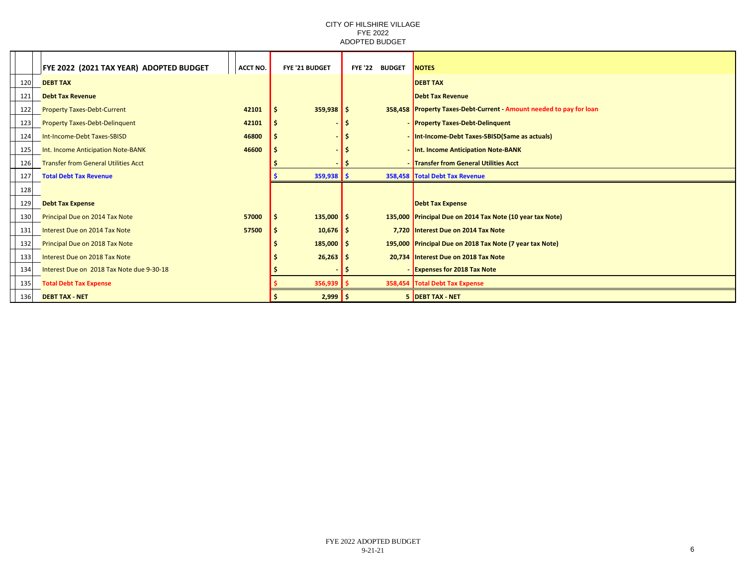CITY OF HILSHIRE VILLAGE
FYE 2022
ADOPTED BUDGET

| | FYE 2022 (2021 TAX YEAR) ADOPTED BUDGET | ACCT NO. | FYE '21 BUDGET | FYE '22 BUDGET | NOTES |
|---|---|---|---|---|---|
| 120 | **DEBT TAX** | | | | **DEBT TAX** |
| 121 | **Debt Tax Revenue** | | | | **Debt Tax Revenue** |
| 122 | Property Taxes-Debt-Current | 42101 | $ 359,938 | $ 358,458 | **Property Taxes-Debt-Current - Amount needed to pay for loan** |
| 123 | Property Taxes-Debt-Delinquent | 42101 | $ - | $ - | **Property Taxes-Debt-Delinquent** |
| 124 | Int-Income-Debt Taxes-SBISD | 46800 | $ - | $ - | **Int-Income-Debt Taxes-SBISD(Same as actuals)** |
| 125 | Int. Income Anticipation Note-BANK | 46600 | $ - | $ - | **Int. Income Anticipation Note-BANK** |
| 126 | Transfer from General Utilities Acct | | $ - | $ - | **Transfer from General Utilities Acct** |
| 127 | **Total Debt Tax Revenue** | | **$ 359,938** | **$ 358,458** | **Total Debt Tax Revenue** |
| 128 | | | | | |
| 129 | **Debt Tax Expense** | | | | **Debt Tax Expense** |
| 130 | Principal Due on 2014 Tax Note | 57000 | $ 135,000 | $ 135,000 | **Principal Due on 2014 Tax Note (10 year tax Note)** |
| 131 | Interest Due on 2014 Tax Note | 57500 | $ 10,676 | $ 7,720 | **Interest Due on 2014 Tax Note** |
| 132 | Principal Due on 2018 Tax Note | | $ 185,000 | $ 195,000 | **Principal Due on 2018 Tax Note (7 year tax Note)** |
| 133 | Interest Due on 2018 Tax Note | | $ 26,263 | $ 20,734 | **Interest Due on 2018 Tax Note** |
| 134 | Interest Due on 2018 Tax Note due 9-30-18 | | $ - | $ - | **Expenses for 2018 Tax Note** |
| 135 | **Total Debt Tax Expense** | | **$ 356,939** | **$ 358,454** | **Total Debt Tax Expense** |
| 136 | **DEBT TAX - NET** | | **$ 2,999** | **$ 5** | **DEBT TAX - NET** |

FYE 2022 ADOPTED BUDGET
9-21-21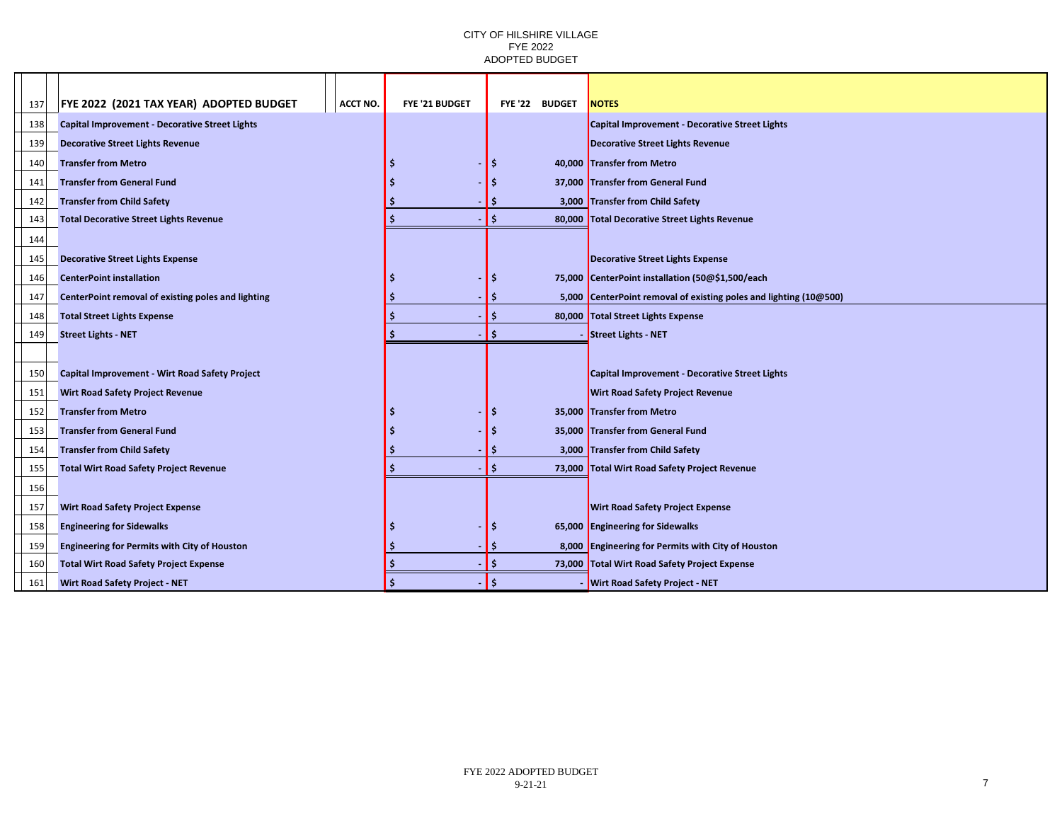CITY OF HILSHIRE VILLAGE
FYE 2022
ADOPTED BUDGET

| 137 | FYE 2022 (2021 TAX YEAR) ADOPTED BUDGET | ACCT NO. | FYE '21 BUDGET | FYE '22 BUDGET | NOTES |
|---|---|---|---|---|---|
| 138 | **Capital Improvement - Decorative Street Lights** | | | | **Capital Improvement - Decorative Street Lights** |
| 139 | **Decorative Street Lights Revenue** | | | | **Decorative Street Lights Revenue** |
| 140 | **Transfer from Metro** | | $ - | $ 40,000 | **Transfer from Metro** |
| 141 | **Transfer from General Fund** | | $ - | $ 37,000 | **Transfer from General Fund** |
| 142 | **Transfer from Child Safety** | | $ - | $ 3,000 | **Transfer from Child Safety** |
| 143 | **Total Decorative Street Lights Revenue** | | $ - | $ 80,000 | **Total Decorative Street Lights Revenue** |
| 144 | | | | | |
| 145 | **Decorative Street Lights Expense** | | | | **Decorative Street Lights Expense** |
| 146 | **CenterPoint installation** | | $ - | $ 75,000 | **CenterPoint installation (50@$1,500/each** |
| 147 | **CenterPoint removal of existing poles and lighting** | | $ - | $ 5,000 | **CenterPoint removal of existing poles and lighting (10@500)** |
| 148 | **Total Street Lights Expense** | | $ - | $ 80,000 | **Total Street Lights Expense** |
| 149 | **Street Lights - NET** | | $ - | $ - | **Street Lights - NET** |
| | | | | | |
| 150 | **Capital Improvement - Wirt Road Safety Project** | | | | **Capital Improvement - Decorative Street Lights** |
| 151 | **Wirt Road Safety Project Revenue** | | | | **Wirt Road Safety Project Revenue** |
| 152 | **Transfer from Metro** | | $ - | $ 35,000 | **Transfer from Metro** |
| 153 | **Transfer from General Fund** | | $ - | $ 35,000 | **Transfer from General Fund** |
| 154 | **Transfer from Child Safety** | | $ - | $ 3,000 | **Transfer from Child Safety** |
| 155 | **Total Wirt Road Safety Project Revenue** | | $ - | $ 73,000 | **Total Wirt Road Safety Project Revenue** |
| 156 | | | | | |
| 157 | **Wirt Road Safety Project Expense** | | | | **Wirt Road Safety Project Expense** |
| 158 | **Engineering for Sidewalks** | | $ - | $ 65,000 | **Engineering for Sidewalks** |
| 159 | **Engineering for Permits with City of Houston** | | $ - | $ 8,000 | **Engineering for Permits with City of Houston** |
| 160 | **Total Wirt Road Safety Project Expense** | | $ - | $ 73,000 | **Total Wirt Road Safety Project Expense** |
| 161 | **Wirt Road Safety Project - NET** | | $ - | $ - | **Wirt Road Safety Project - NET** |

FYE 2022 ADOPTED BUDGET
9-21-21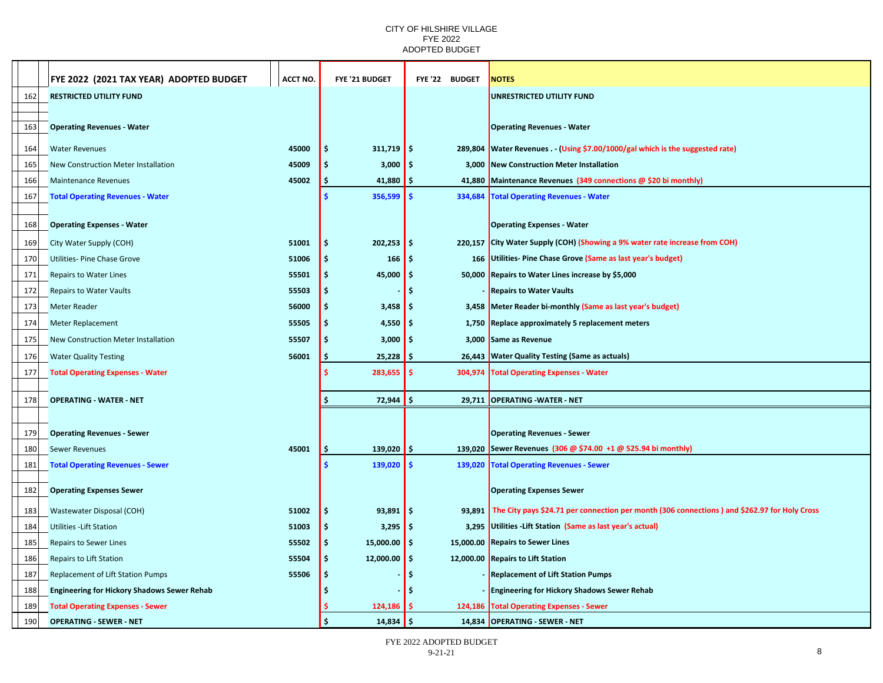CITY OF HILSHIRE VILLAGE
FYE 2022
ADOPTED BUDGET

| | FYE 2022 (2021 TAX YEAR) ADOPTED BUDGET | ACCT NO. | FYE '21 BUDGET | FYE '22 BUDGET | NOTES |
|---|---|---|---|---|---|
| 162 | **RESTRICTED UTILITY FUND** | | | | **UNRESTRICTED UTILITY FUND** |
| 163 | **Operating Revenues - Water** | | | | **Operating Revenues - Water** |
| 164 | Water Revenues | 45000 | $ 311,719 | $ 289,804 | Water Revenues . - (Using $7.00/1000/gal which is the suggested rate) |
| 165 | New Construction Meter Installation | 45009 | $ 3,000 | $ 3,000 | New Construction Meter Installation |
| 166 | Maintenance Revenues | 45002 | $ 41,880 | $ 41,880 | Maintenance Revenues (349 connections @ $20 bi monthly) |
| 167 | **Total Operating Revenues - Water** | | $ 356,599 | $ 334,684 | **Total Operating Revenues - Water** |
| 168 | **Operating Expenses - Water** | | | | **Operating Expenses - Water** |
| 169 | City Water Supply (COH) | 51001 | $ 202,253 | $ 220,157 | City Water Supply (COH) (Showing a 9% water rate increase from COH) |
| 170 | Utilities- Pine Chase Grove | 51006 | $ 166 | $ 166 | Utilities- Pine Chase Grove (Same as last year's budget) |
| 171 | Repairs to Water Lines | 55501 | $ 45,000 | $ 50,000 | Repairs to Water Lines increase by $5,000 |
| 172 | Repairs to Water Vaults | 55503 | $ - | $ - | Repairs to Water Vaults |
| 173 | Meter Reader | 56000 | $ 3,458 | $ 3,458 | Meter Reader bi-monthly (Same as last year's budget) |
| 174 | Meter Replacement | 55505 | $ 4,550 | $ 1,750 | Replace approximately 5 replacement meters |
| 175 | New Construction Meter Installation | 55507 | $ 3,000 | $ 3,000 | Same as Revenue |
| 176 | Water Quality Testing | 56001 | $ 25,228 | $ 26,443 | Water Quality Testing (Same as actuals) |
| 177 | **Total Operating Expenses - Water** | | $ 283,655 | $ 304,974 | **Total Operating Expenses - Water** |
| 178 | **OPERATING - WATER - NET** | | $ 72,944 | $ 29,711 | **OPERATING -WATER - NET** |
| 179 | **Operating Revenues - Sewer** | | | | **Operating Revenues - Sewer** |
| 180 | Sewer Revenues | 45001 | $ 139,020 | $ 139,020 | Sewer Revenues (306 @ $74.00 +1 @ 525.94 bi monthly) |
| 181 | **Total Operating Revenues - Sewer** | | $ 139,020 | $ 139,020 | **Total Operating Revenues - Sewer** |
| 182 | **Operating Expenses Sewer** | | | | **Operating Expenses Sewer** |
| 183 | Wastewater Disposal (COH) | 51002 | $ 93,891 | $ 93,891 | The City pays $24.71 per connection per month (306 connections ) and $262.97 for Holy Cross |
| 184 | Utilities -Lift Station | 51003 | $ 3,295 | $ 3,295 | Utilities -Lift Station (Same as last year's actual) |
| 185 | Repairs to Sewer Lines | 55502 | $ 15,000.00 | $ 15,000.00 | Repairs to Sewer Lines |
| 186 | Repairs to Lift Station | 55504 | $ 12,000.00 | $ 12,000.00 | Repairs to Lift Station |
| 187 | Replacement of Lift Station Pumps | 55506 | $ - | $ - | Replacement of Lift Station Pumps |
| 188 | **Engineering for Hickory Shadows Sewer Rehab** | | $ - | $ - | Engineering for Hickory Shadows Sewer Rehab |
| 189 | **Total Operating Expenses - Sewer** | | $ 124,186 | $ 124,186 | **Total Operating Expenses - Sewer** |
| 190 | **OPERATING - SEWER - NET** | | $ 14,834 | $ 14,834 | **OPERATING - SEWER - NET** |

FYE 2022 ADOPTED BUDGET
9-21-21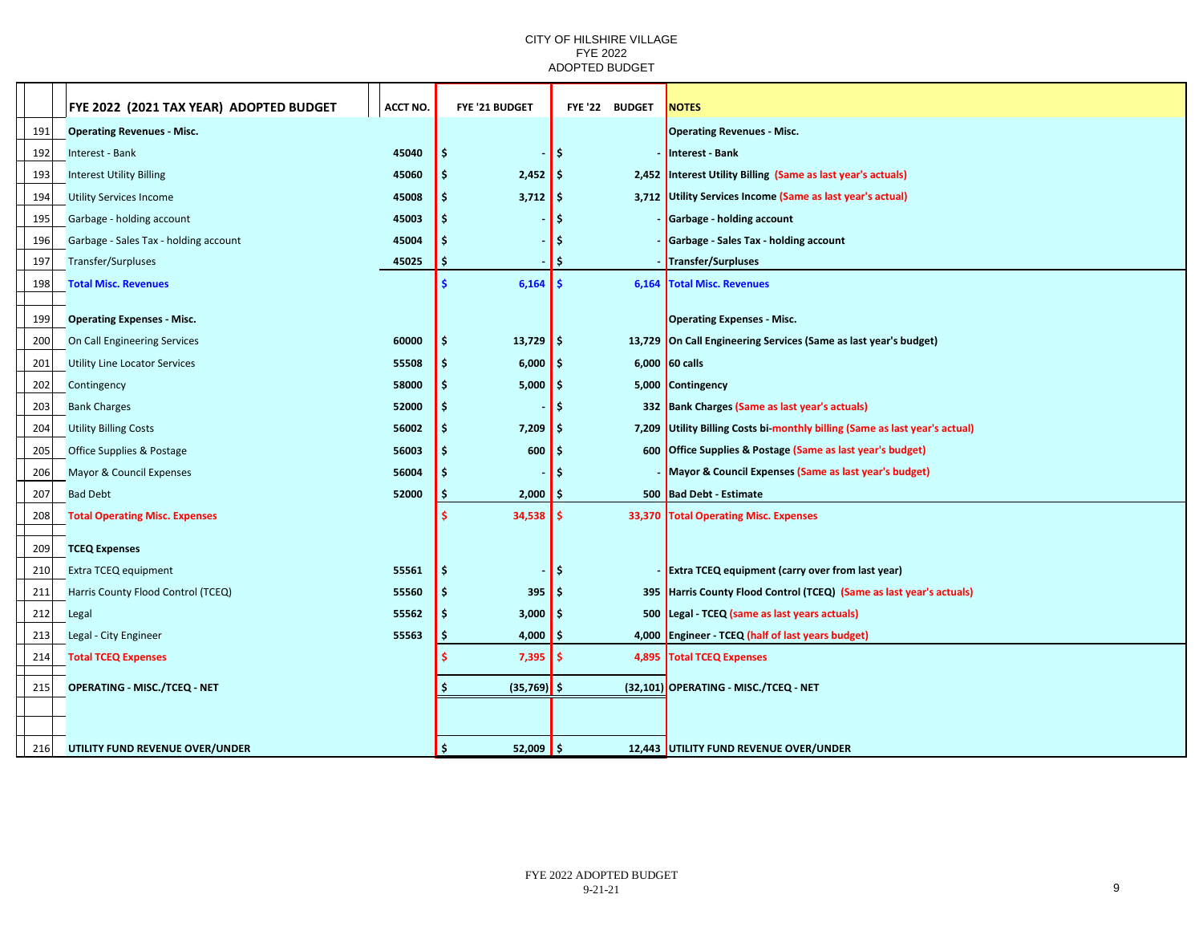CITY OF HILSHIRE VILLAGE
FYE 2022
ADOPTED BUDGET

| | FYE 2022 (2021 TAX YEAR) ADOPTED BUDGET | ACCT NO. | FYE '21 BUDGET | FYE '22 BUDGET | NOTES |
|---|---|---|---|---|---|
| 191 | **Operating Revenues - Misc.** | | | | **Operating Revenues - Misc.** |
| 192 | Interest - Bank | 45040 | $ - | $ - | Interest - Bank |
| 193 | Interest Utility Billing | 45060 | $ 2,452 | $ 2,452 | Interest Utility Billing (Same as last year's actuals) |
| 194 | Utility Services Income | 45008 | $ 3,712 | $ 3,712 | Utility Services Income (Same as last year's actual) |
| 195 | Garbage - holding account | 45003 | $ - | $ - | Garbage - holding account |
| 196 | Garbage - Sales Tax - holding account | 45004 | $ - | $ - | Garbage - Sales Tax - holding account |
| 197 | Transfer/Surpluses | 45025 | $ - | $ - | Transfer/Surpluses |
| 198 | **Total Misc. Revenues** | | $ 6,164 | $ 6,164 | **Total Misc. Revenues** |
| 199 | **Operating Expenses - Misc.** | | | | **Operating Expenses - Misc.** |
| 200 | On Call Engineering Services | 60000 | $ 13,729 | $ 13,729 | On Call Engineering Services (Same as last year's budget) |
| 201 | Utility Line Locator Services | 55508 | $ 6,000 | $ 6,000 | 60 calls |
| 202 | Contingency | 58000 | $ 5,000 | $ 5,000 | Contingency |
| 203 | Bank Charges | 52000 | $ - | $ 332 | Bank Charges (Same as last year's actuals) |
| 204 | Utility Billing Costs | 56002 | $ 7,209 | $ 7,209 | Utility Billing Costs bi-monthly billing (Same as last year's actual) |
| 205 | Office Supplies & Postage | 56003 | $ 600 | $ 600 | Office Supplies & Postage (Same as last year's budget) |
| 206 | Mayor & Council Expenses | 56004 | $ - | $ - | Mayor & Council Expenses (Same as last year's budget) |
| 207 | Bad Debt | 52000 | $ 2,000 | $ 500 | Bad Debt - Estimate |
| 208 | **Total Operating Misc. Expenses** | | $ 34,538 | $ 33,370 | **Total Operating Misc. Expenses** |
| 209 | **TCEQ Expenses** | | | | |
| 210 | Extra TCEQ equipment | 55561 | $ - | $ - | Extra TCEQ equipment (carry over from last year) |
| 211 | Harris County Flood Control (TCEQ) | 55560 | $ 395 | $ 395 | Harris County Flood Control (TCEQ) (Same as last year's actuals) |
| 212 | Legal | 55562 | $ 3,000 | $ 500 | Legal - TCEQ (same as last years actuals) |
| 213 | Legal - City Engineer | 55563 | $ 4,000 | $ 4,000 | Engineer - TCEQ (half of last years budget) |
| 214 | **Total TCEQ Expenses** | | $ 7,395 | $ 4,895 | **Total TCEQ Expenses** |
| 215 | **OPERATING - MISC./TCEQ - NET** | | $ (35,769) | $ (32,101) | **OPERATING - MISC./TCEQ - NET** |
| 216 | **UTILITY FUND REVENUE OVER/UNDER** | | $ 52,009 | $ 12,443 | **UTILITY FUND REVENUE OVER/UNDER** |

FYE 2022 ADOPTED BUDGET
9-21-21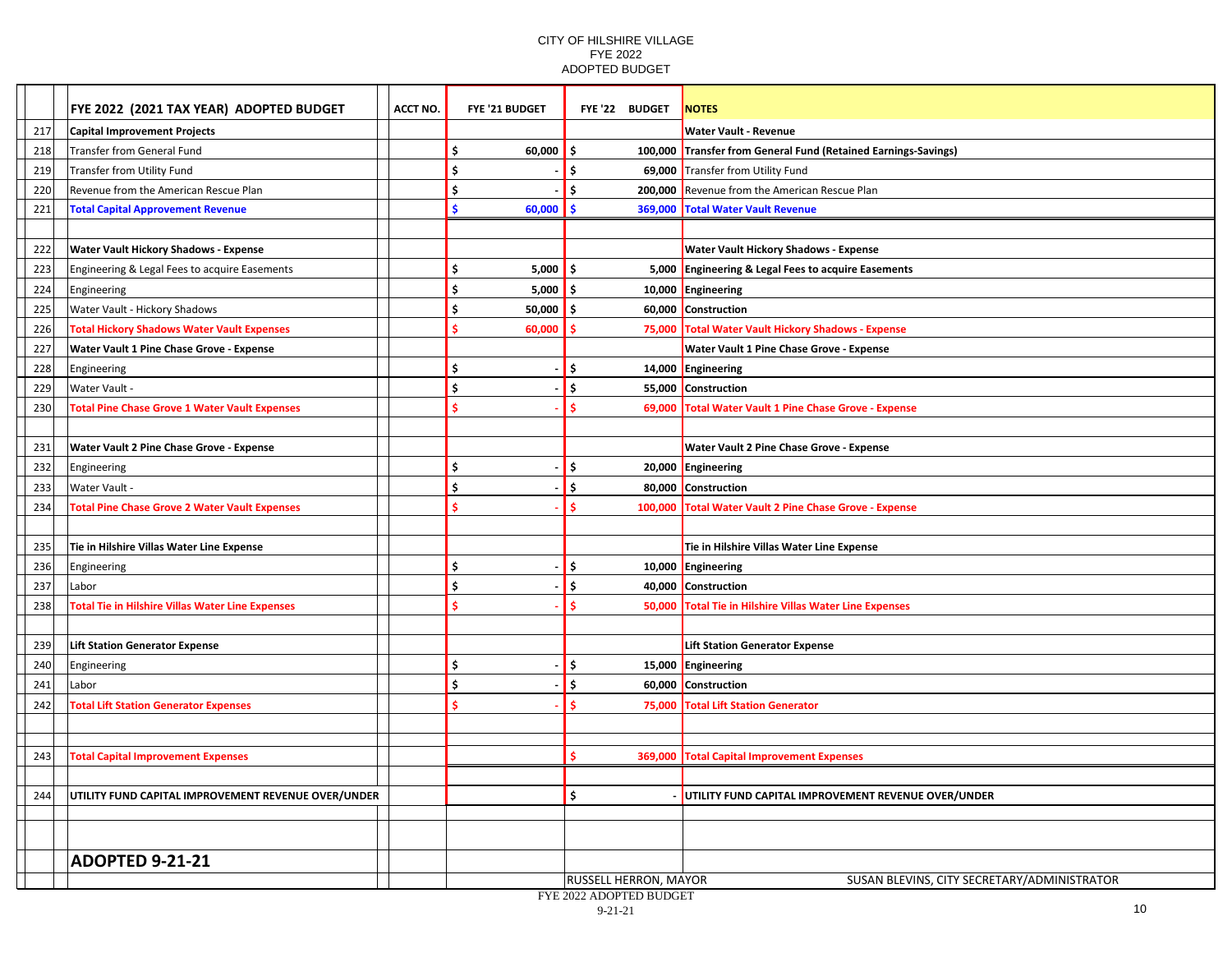CITY OF HILSHIRE VILLAGE
FYE 2022
ADOPTED BUDGET

| | FYE 2022 (2021 TAX YEAR) ADOPTED BUDGET | ACCT NO. | FYE '21 BUDGET | FYE '22 BUDGET | NOTES |
|---|---|---|---|---|---|
| 217 | **Capital Improvement Projects** | | | | **Water Vault - Revenue** |
| 218 | Transfer from General Fund | | $ 60,000 | $ 100,000 | **Transfer from General Fund (Retained Earnings-Savings)** |
| 219 | Transfer from Utility Fund | | $ - | $ 69,000 | Transfer from Utility Fund |
| 220 | Revenue from the American Rescue Plan | | $ - | $ 200,000 | Revenue from the American Rescue Plan |
| 221 | **Total Capital Approvement Revenue** | | **$ 60,000** | **$ 369,000** | **Total Water Vault Revenue** |
| | | | | | |
| 222 | **Water Vault Hickory Shadows - Expense** | | | | **Water Vault Hickory Shadows - Expense** |
| 223 | Engineering & Legal Fees to acquire Easements | | $ 5,000 | $ 5,000 | **Engineering & Legal Fees to acquire Easements** |
| 224 | Engineering | | $ 5,000 | $ 10,000 | **Engineering** |
| 225 | Water Vault - Hickory Shadows | | $ 50,000 | $ 60,000 | **Construction** |
| 226 | **Total Hickory Shadows Water Vault Expenses** | | **$ 60,000** | **$ 75,000** | **Total Water Vault Hickory Shadows - Expense** |
| 227 | **Water Vault 1 Pine Chase Grove - Expense** | | | | **Water Vault 1 Pine Chase Grove - Expense** |
| 228 | Engineering | | $ - | $ 14,000 | **Engineering** |
| 229 | Water Vault - | | $ - | $ 55,000 | **Construction** |
| 230 | **Total Pine Chase Grove 1 Water Vault Expenses** | | **$ -** | **$ 69,000** | **Total Water Vault 1 Pine Chase Grove - Expense** |
| | | | | | |
| 231 | **Water Vault 2 Pine Chase Grove - Expense** | | | | **Water Vault 2 Pine Chase Grove - Expense** |
| 232 | Engineering | | $ - | $ 20,000 | **Engineering** |
| 233 | Water Vault - | | $ - | $ 80,000 | **Construction** |
| 234 | **Total Pine Chase Grove 2 Water Vault Expenses** | | **$ -** | **$ 100,000** | **Total Water Vault 2 Pine Chase Grove - Expense** |
| | | | | | |
| 235 | **Tie in Hilshire Villas Water Line Expense** | | | | **Tie in Hilshire Villas Water Line Expense** |
| 236 | Engineering | | $ - | $ 10,000 | **Engineering** |
| 237 | Labor | | $ - | $ 40,000 | **Construction** |
| 238 | **Total Tie in Hilshire Villas Water Line Expenses** | | **$ -** | **$ 50,000** | **Total Tie in Hilshire Villas Water Line Expenses** |
| | | | | | |
| 239 | **Lift Station Generator Expense** | | | | **Lift Station Generator Expense** |
| 240 | Engineering | | $ - | $ 15,000 | **Engineering** |
| 241 | Labor | | $ - | $ 60,000 | **Construction** |
| 242 | **Total Lift Station Generator Expenses** | | **$ -** | **$ 75,000** | **Total Lift Station Generator** |
| | | | | | |
| 243 | **Total Capital Improvement Expenses** | | | **$ 369,000** | **Total Capital Improvement Expenses** |
| | | | | | |
| 244 | **UTILITY FUND CAPITAL IMPROVEMENT REVENUE OVER/UNDER** | | | $ - | **UTILITY FUND CAPITAL IMPROVEMENT REVENUE OVER/UNDER** |

**ADOPTED 9-21-21**

RUSSELL HERRON, MAYOR

SUSAN BLEVINS, CITY SECRETARY/ADMINISTRATOR

FYE 2022 ADOPTED BUDGET
9-21-21